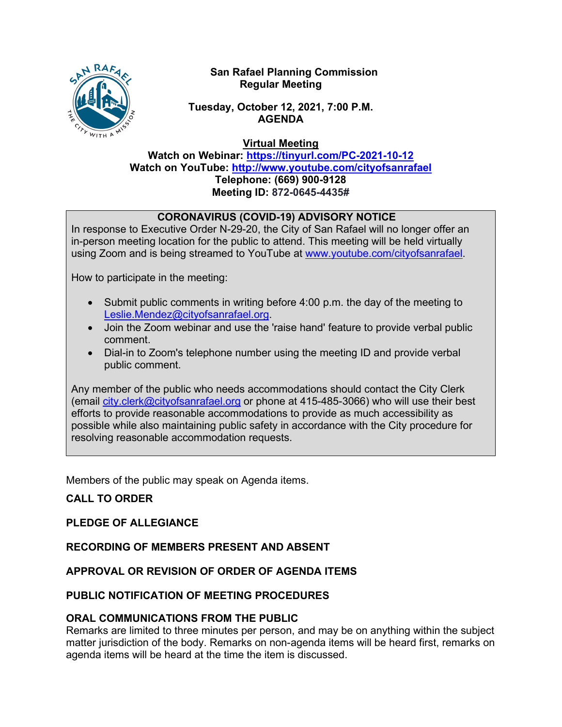**San Rafael Planning Commission**
**Regular Meeting**

**Tuesday, October 12, 2021, 7:00 P.M.**
**AGENDA**

**Virtual Meeting**
**Watch on Webinar: https://tinyurl.com/PC-2021-10-12**
**Watch on YouTube: http://www.youtube.com/cityofsanrafael**
**Telephone: (669) 900-9128**
**Meeting ID: 872-0645-4435#**

**CORONAVIRUS (COVID-19) ADVISORY NOTICE**

In response to Executive Order N-29-20, the City of San Rafael will no longer offer an in-person meeting location for the public to attend. This meeting will be held virtually using Zoom and is being streamed to YouTube at www.youtube.com/cityofsanrafael.

How to participate in the meeting:

- Submit public comments in writing before 4:00 p.m. the day of the meeting to Leslie.Mendez@cityofsanrafael.org.
- Join the Zoom webinar and use the 'raise hand' feature to provide verbal public comment.
- Dial-in to Zoom's telephone number using the meeting ID and provide verbal public comment.

Any member of the public who needs accommodations should contact the City Clerk (email city.clerk@cityofsanrafael.org or phone at 415-485-3066) who will use their best efforts to provide reasonable accommodations to provide as much accessibility as possible while also maintaining public safety in accordance with the City procedure for resolving reasonable accommodation requests.

Members of the public may speak on Agenda items.

**CALL TO ORDER**

**PLEDGE OF ALLEGIANCE**

**RECORDING OF MEMBERS PRESENT AND ABSENT**

**APPROVAL OR REVISION OF ORDER OF AGENDA ITEMS**

**PUBLIC NOTIFICATION OF MEETING PROCEDURES**

**ORAL COMMUNICATIONS FROM THE PUBLIC**

Remarks are limited to three minutes per person, and may be on anything within the subject matter jurisdiction of the body. Remarks on non-agenda items will be heard first, remarks on agenda items will be heard at the time the item is discussed.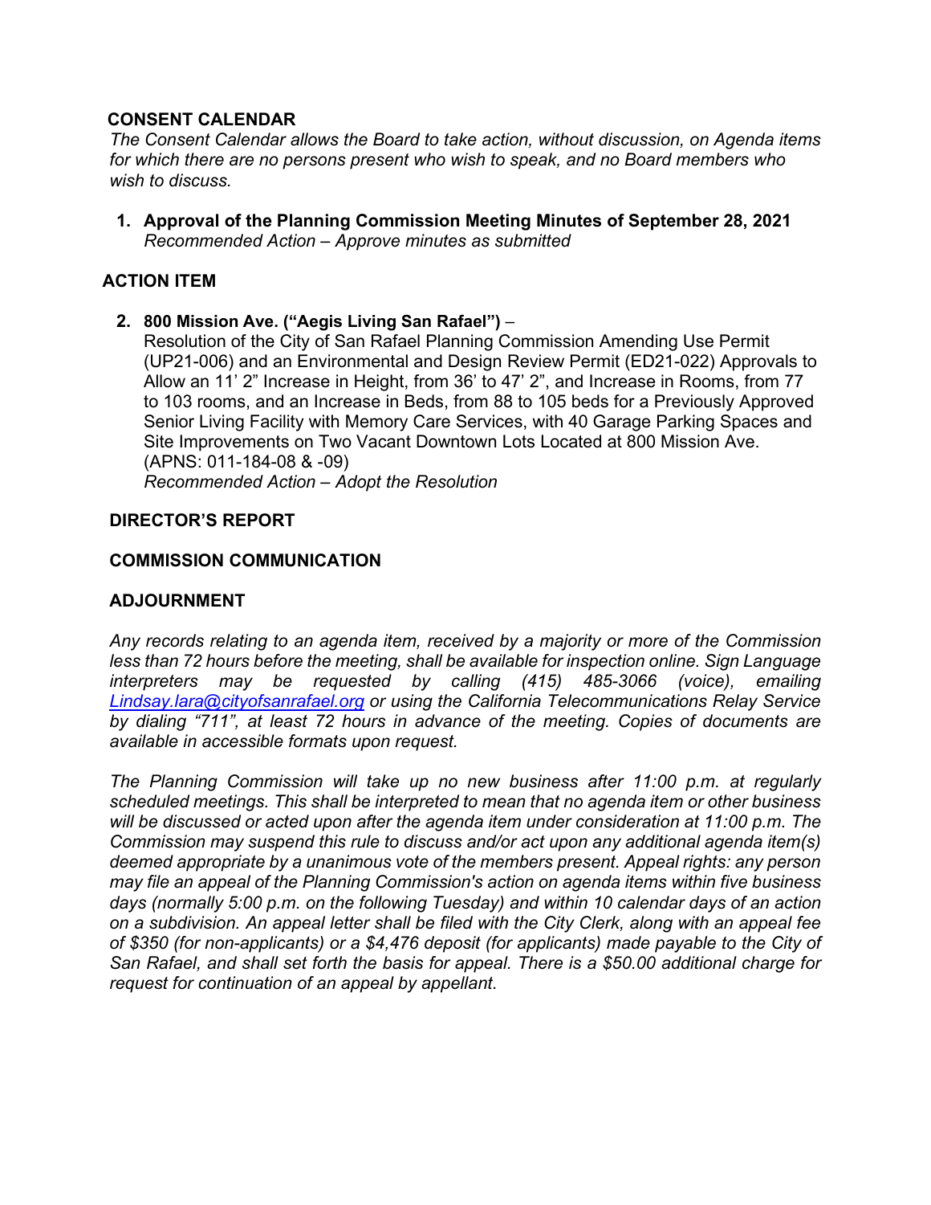## CONSENT CALENDAR

*The Consent Calendar allows the Board to take action, without discussion, on Agenda items for which there are no persons present who wish to speak, and no Board members who wish to discuss.*

1. **Approval of the Planning Commission Meeting Minutes of September 28, 2021**
   *Recommended Action – Approve minutes as submitted*

## ACTION ITEM

2. **800 Mission Ave. ("Aegis Living San Rafael")** –
   Resolution of the City of San Rafael Planning Commission Amending Use Permit (UP21-006) and an Environmental and Design Review Permit (ED21-022) Approvals to Allow an 11' 2" Increase in Height, from 36' to 47' 2", and Increase in Rooms, from 77 to 103 rooms, and an Increase in Beds, from 88 to 105 beds for a Previously Approved Senior Living Facility with Memory Care Services, with 40 Garage Parking Spaces and Site Improvements on Two Vacant Downtown Lots Located at 800 Mission Ave. (APNS: 011-184-08 & -09)
   *Recommended Action – Adopt the Resolution*

## DIRECTOR'S REPORT

## COMMISSION COMMUNICATION

## ADJOURNMENT

*Any records relating to an agenda item, received by a majority or more of the Commission less than 72 hours before the meeting, shall be available for inspection online. Sign Language interpreters may be requested by calling (415) 485-3066 (voice), emailing [Lindsay.lara@cityofsanrafael.org](mailto:Lindsay.lara@cityofsanrafael.org) or using the California Telecommunications Relay Service by dialing "711", at least 72 hours in advance of the meeting. Copies of documents are available in accessible formats upon request.*

*The Planning Commission will take up no new business after 11:00 p.m. at regularly scheduled meetings. This shall be interpreted to mean that no agenda item or other business will be discussed or acted upon after the agenda item under consideration at 11:00 p.m. The Commission may suspend this rule to discuss and/or act upon any additional agenda item(s) deemed appropriate by a unanimous vote of the members present. Appeal rights: any person may file an appeal of the Planning Commission's action on agenda items within five business days (normally 5:00 p.m. on the following Tuesday) and within 10 calendar days of an action on a subdivision. An appeal letter shall be filed with the City Clerk, along with an appeal fee of $350 (for non-applicants) or a $4,476 deposit (for applicants) made payable to the City of San Rafael, and shall set forth the basis for appeal. There is a $50.00 additional charge for request for continuation of an appeal by appellant.*